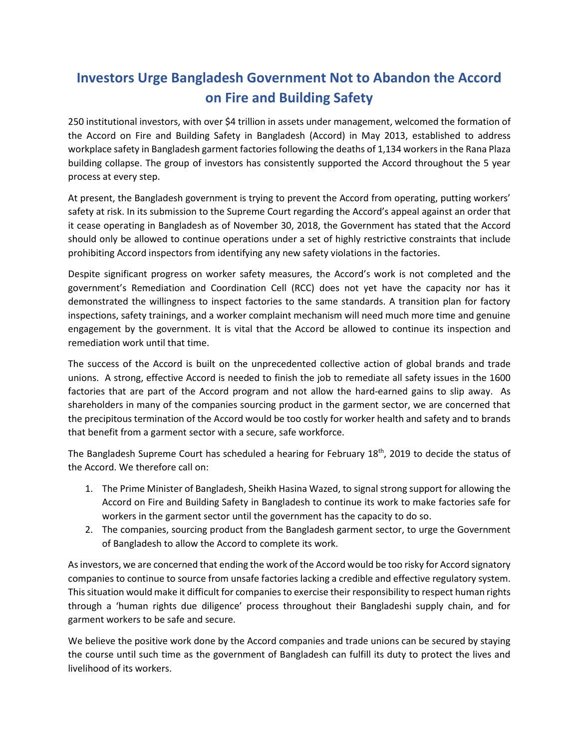# Investors Urge Bangladesh Government Not to Abandon the Accord on Fire and Building Safety

250 institutional investors, with over $4 trillion in assets under management, welcomed the formation of the Accord on Fire and Building Safety in Bangladesh (Accord) in May 2013, established to address workplace safety in Bangladesh garment factories following the deaths of 1,134 workers in the Rana Plaza building collapse. The group of investors has consistently supported the Accord throughout the 5 year process at every step.

At present, the Bangladesh government is trying to prevent the Accord from operating, putting workers' safety at risk. In its submission to the Supreme Court regarding the Accord's appeal against an order that it cease operating in Bangladesh as of November 30, 2018, the Government has stated that the Accord should only be allowed to continue operations under a set of highly restrictive constraints that include prohibiting Accord inspectors from identifying any new safety violations in the factories.

Despite significant progress on worker safety measures, the Accord's work is not completed and the government's Remediation and Coordination Cell (RCC) does not yet have the capacity nor has it demonstrated the willingness to inspect factories to the same standards. A transition plan for factory inspections, safety trainings, and a worker complaint mechanism will need much more time and genuine engagement by the government. It is vital that the Accord be allowed to continue its inspection and remediation work until that time.

The success of the Accord is built on the unprecedented collective action of global brands and trade unions. A strong, effective Accord is needed to finish the job to remediate all safety issues in the 1600 factories that are part of the Accord program and not allow the hard-earned gains to slip away. As shareholders in many of the companies sourcing product in the garment sector, we are concerned that the precipitous termination of the Accord would be too costly for worker health and safety and to brands that benefit from a garment sector with a secure, safe workforce.

The Bangladesh Supreme Court has scheduled a hearing for February 18th, 2019 to decide the status of the Accord. We therefore call on:

1. The Prime Minister of Bangladesh, Sheikh Hasina Wazed, to signal strong support for allowing the Accord on Fire and Building Safety in Bangladesh to continue its work to make factories safe for workers in the garment sector until the government has the capacity to do so.
2. The companies, sourcing product from the Bangladesh garment sector, to urge the Government of Bangladesh to allow the Accord to complete its work.

As investors, we are concerned that ending the work of the Accord would be too risky for Accord signatory companies to continue to source from unsafe factories lacking a credible and effective regulatory system. This situation would make it difficult for companies to exercise their responsibility to respect human rights through a 'human rights due diligence' process throughout their Bangladeshi supply chain, and for garment workers to be safe and secure.

We believe the positive work done by the Accord companies and trade unions can be secured by staying the course until such time as the government of Bangladesh can fulfill its duty to protect the lives and livelihood of its workers.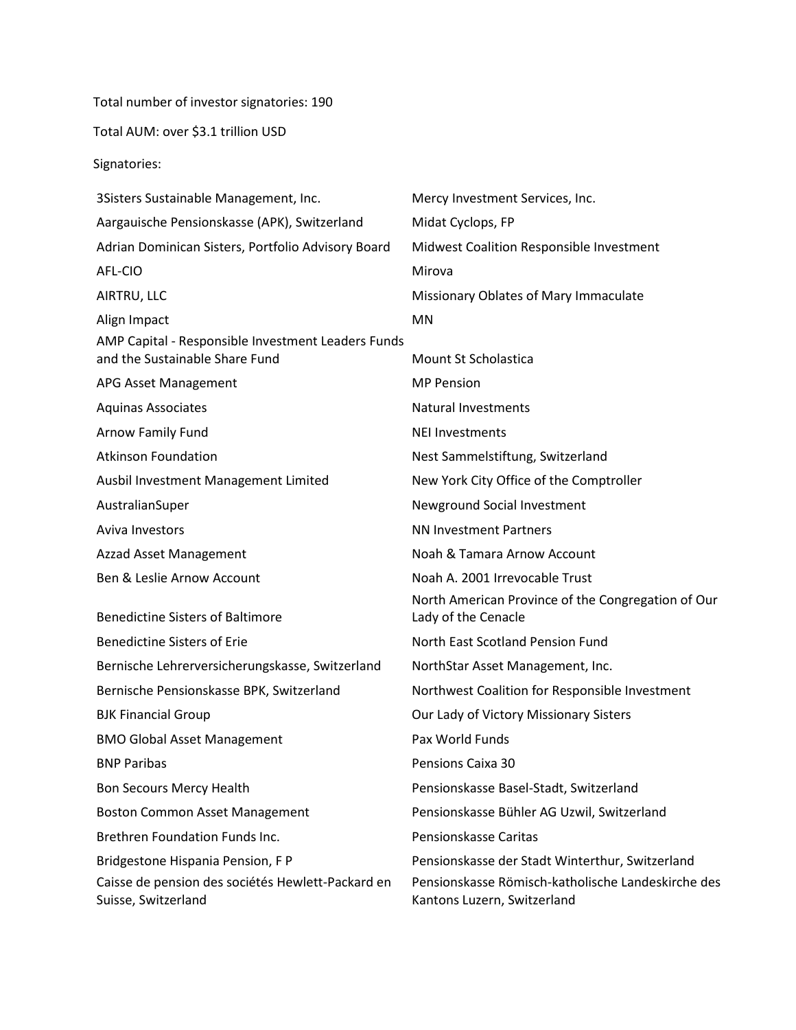Total number of investor signatories: 190

Total AUM: over $3.1 trillion USD

Signatories:

- 3Sisters Sustainable Management, Inc.
- Aargauische Pensionskasse (APK), Switzerland
- Adrian Dominican Sisters, Portfolio Advisory Board
- AFL-CIO
- AIRTRU, LLC
- Align Impact
- AMP Capital - Responsible Investment Leaders Funds and the Sustainable Share Fund
- APG Asset Management
- Aquinas Associates
- Arnow Family Fund
- Atkinson Foundation
- Ausbil Investment Management Limited
- AustralianSuper
- Aviva Investors
- Azzad Asset Management
- Ben & Leslie Arnow Account
- Benedictine Sisters of Baltimore
- Benedictine Sisters of Erie
- Bernische Lehrerversicherungskasse, Switzerland
- Bernische Pensionskasse BPK, Switzerland
- BJK Financial Group
- BMO Global Asset Management
- BNP Paribas
- Bon Secours Mercy Health
- Boston Common Asset Management
- Brethren Foundation Funds Inc.
- Bridgestone Hispania Pension, F P
- Caisse de pension des sociétés Hewlett-Packard en Suisse, Switzerland
- Mercy Investment Services, Inc.
- Midat Cyclops, FP
- Midwest Coalition Responsible Investment
- Mirova
- Missionary Oblates of Mary Immaculate
- MN
- Mount St Scholastica
- MP Pension
- Natural Investments
- NEI Investments
- Nest Sammelstiftung, Switzerland
- New York City Office of the Comptroller
- Newground Social Investment
- NN Investment Partners
- Noah & Tamara Arnow Account
- Noah A. 2001 Irrevocable Trust
- North American Province of the Congregation of Our Lady of the Cenacle
- North East Scotland Pension Fund
- NorthStar Asset Management, Inc.
- Northwest Coalition for Responsible Investment
- Our Lady of Victory Missionary Sisters
- Pax World Funds
- Pensions Caixa 30
- Pensionskasse Basel-Stadt, Switzerland
- Pensionskasse Bühler AG Uzwil, Switzerland
- Pensionskasse Caritas
- Pensionskasse der Stadt Winterthur, Switzerland
- Pensionskasse Römisch-katholische Landeskirche des Kantons Luzern, Switzerland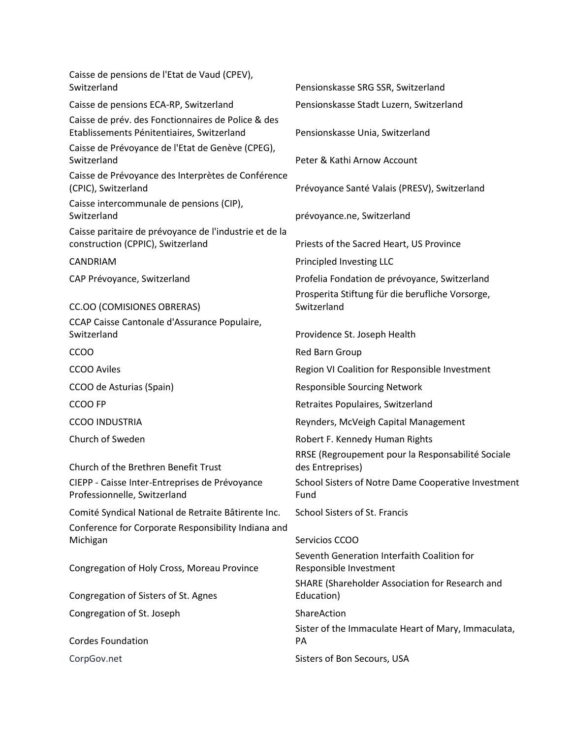Caisse de pensions de l'Etat de Vaud (CPEV), Switzerland

Caisse de pensions ECA-RP, Switzerland

Caisse de prév. des Fonctionnaires de Police & des Etablissements Pénitentiaires, Switzerland

Caisse de Prévoyance de l'Etat de Genève (CPEG), Switzerland

Caisse de Prévoyance des Interprètes de Conférence (CPIC), Switzerland

Caisse intercommunale de pensions (CIP), Switzerland

Caisse paritaire de prévoyance de l'industrie et de la construction (CPPIC), Switzerland

CANDRIAM

CAP Prévoyance, Switzerland

CC.OO (COMISIONES OBRERAS)

CCAP Caisse Cantonale d'Assurance Populaire, Switzerland

CCOO

CCOO Aviles

CCOO de Asturias (Spain)

CCOO FP

CCOO INDUSTRIA

Church of Sweden

Church of the Brethren Benefit Trust

CIEPP - Caisse Inter-Entreprises de Prévoyance Professionnelle, Switzerland

Comité Syndical National de Retraite Bâtirente Inc.

Conference for Corporate Responsibility Indiana and Michigan

Congregation of Holy Cross, Moreau Province

Congregation of Sisters of St. Agnes

Congregation of St. Joseph

Cordes Foundation

CorpGov.net

Pensionskasse SRG SSR, Switzerland

Pensionskasse Stadt Luzern, Switzerland

Pensionskasse Unia, Switzerland

Peter & Kathi Arnow Account

Prévoyance Santé Valais (PRESV), Switzerland

prévoyance.ne, Switzerland

Priests of the Sacred Heart, US Province

Principled Investing LLC

Profelia Fondation de prévoyance, Switzerland

Prosperita Stiftung für die berufliche Vorsorge, Switzerland

Providence St. Joseph Health

Red Barn Group

Region VI Coalition for Responsible Investment

Responsible Sourcing Network

Retraites Populaires, Switzerland

Reynders, McVeigh Capital Management

Robert F. Kennedy Human Rights

RRSE (Regroupement pour la Responsabilité Sociale des Entreprises)

School Sisters of Notre Dame Cooperative Investment Fund

School Sisters of St. Francis

Servicios CCOO

Seventh Generation Interfaith Coalition for Responsible Investment

SHARE (Shareholder Association for Research and Education)

ShareAction

Sister of the Immaculate Heart of Mary, Immaculata, PA

Sisters of Bon Secours, USA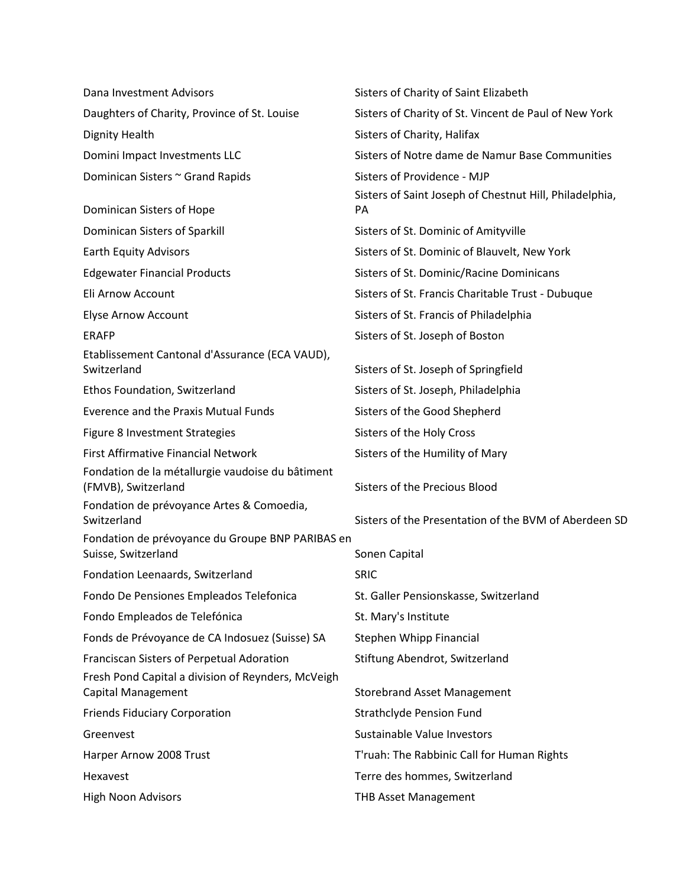Dana Investment Advisors
Daughters of Charity, Province of St. Louise
Dignity Health
Domini Impact Investments LLC
Dominican Sisters ~ Grand Rapids
Dominican Sisters of Hope
Dominican Sisters of Sparkill
Earth Equity Advisors
Edgewater Financial Products
Eli Arnow Account
Elyse Arnow Account
ERAFP
Etablissement Cantonal d'Assurance (ECA VAUD), Switzerland
Ethos Foundation, Switzerland
Everence and the Praxis Mutual Funds
Figure 8 Investment Strategies
First Affirmative Financial Network
Fondation de la métallurgie vaudoise du bâtiment (FMVB), Switzerland
Fondation de prévoyance Artes & Comoedia, Switzerland
Fondation de prévoyance du Groupe BNP PARIBAS en Suisse, Switzerland
Fondation Leenaards, Switzerland
Fondo De Pensiones Empleados Telefonica
Fondo Empleados de Telefónica
Fonds de Prévoyance de CA Indosuez (Suisse) SA
Franciscan Sisters of Perpetual Adoration
Fresh Pond Capital a division of Reynders, McVeigh Capital Management
Friends Fiduciary Corporation
Greenvest
Harper Arnow 2008 Trust
Hexavest
High Noon Advisors
Sisters of Charity of Saint Elizabeth
Sisters of Charity of St. Vincent de Paul of New York
Sisters of Charity, Halifax
Sisters of Notre dame de Namur Base Communities
Sisters of Providence - MJP
Sisters of Saint Joseph of Chestnut Hill, Philadelphia, PA
Sisters of St. Dominic of Amityville
Sisters of St. Dominic of Blauvelt, New York
Sisters of St. Dominic/Racine Dominicans
Sisters of St. Francis Charitable Trust - Dubuque
Sisters of St. Francis of Philadelphia
Sisters of St. Joseph of Boston
Sisters of St. Joseph of Springfield
Sisters of St. Joseph, Philadelphia
Sisters of the Good Shepherd
Sisters of the Holy Cross
Sisters of the Humility of Mary
Sisters of the Precious Blood
Sisters of the Presentation of the BVM of Aberdeen SD
Sonen Capital
SRIC
St. Galler Pensionskasse, Switzerland
St. Mary's Institute
Stephen Whipp Financial
Stiftung Abendrot, Switzerland
Storebrand Asset Management
Strathclyde Pension Fund
Sustainable Value Investors
T'ruah: The Rabbinic Call for Human Rights
Terre des hommes, Switzerland
THB Asset Management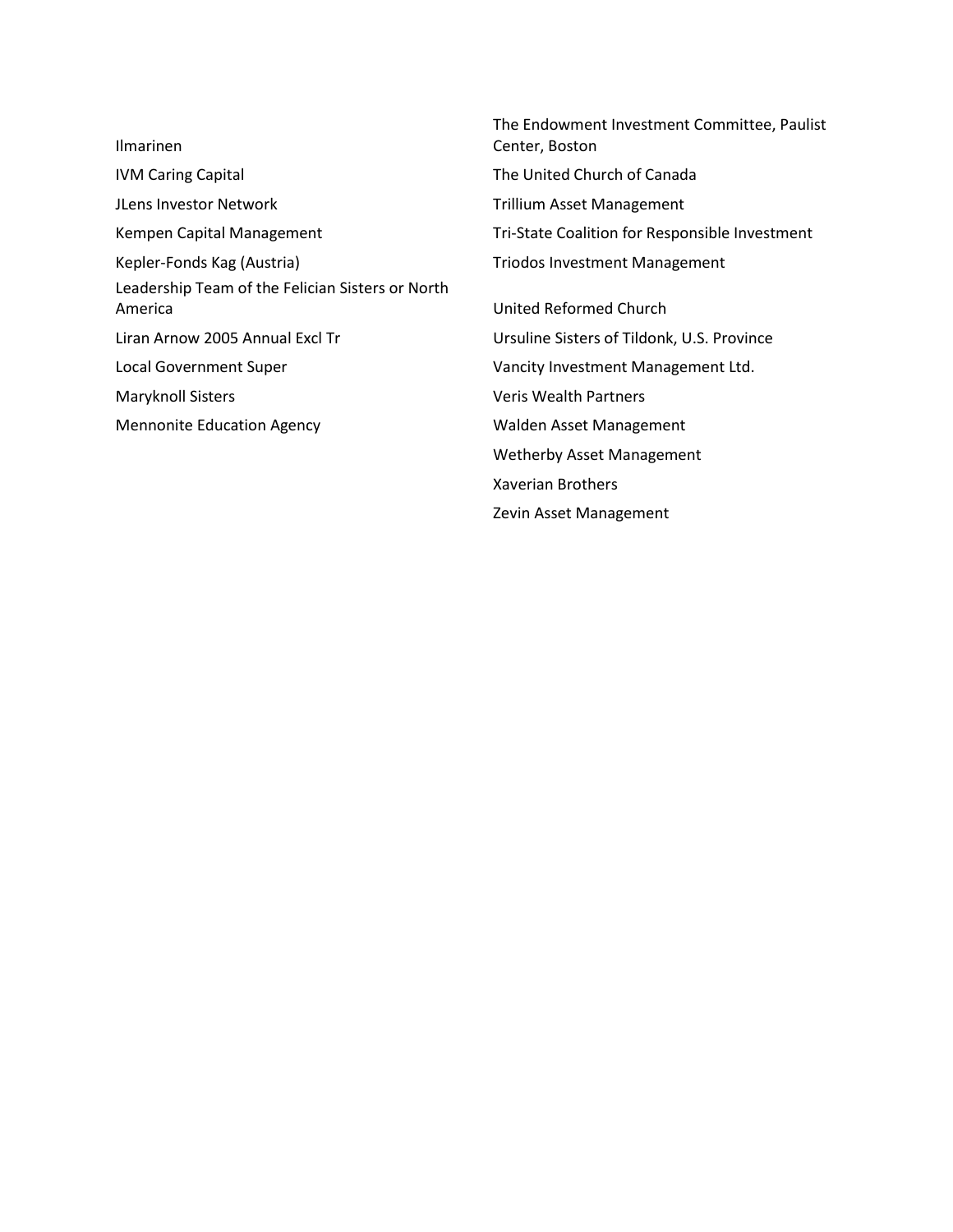Ilmarinen

IVM Caring Capital

JLens Investor Network

Kempen Capital Management

Kepler-Fonds Kag (Austria)

Leadership Team of the Felician Sisters or North America

Liran Arnow 2005 Annual Excl Tr

Local Government Super

Maryknoll Sisters

Mennonite Education Agency

The Endowment Investment Committee, Paulist Center, Boston

The United Church of Canada

Trillium Asset Management

Tri-State Coalition for Responsible Investment

Triodos Investment Management

United Reformed Church

Ursuline Sisters of Tildonk, U.S. Province

Vancity Investment Management Ltd.

Veris Wealth Partners

Walden Asset Management

Wetherby Asset Management

Xaverian Brothers

Zevin Asset Management